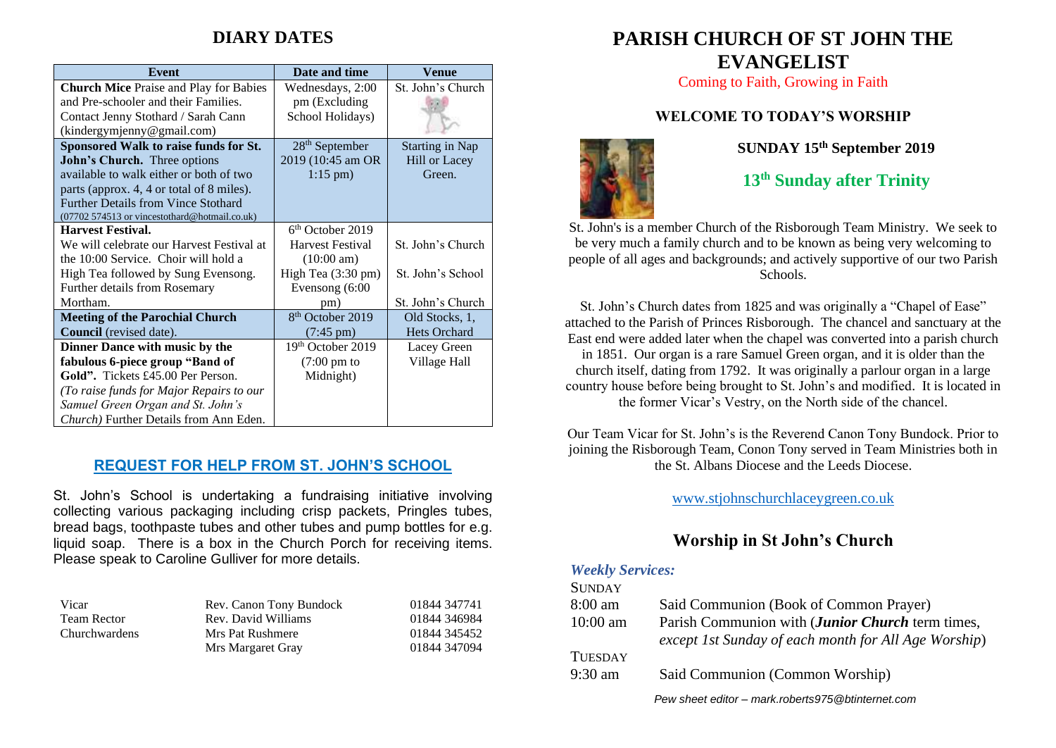## DIARY DATES

| Event | Date and time | Venue |
| --- | --- | --- |
| **Church Mice** Praise and Play for Babies and Pre-schooler and their Families. Contact Jenny Stothard / Sarah Cann (kindergymjenny@gmail.com) | Wednesdays, 2:00 pm (Excluding School Holidays) | St. John's Church |
| **Sponsored Walk to raise funds for St. John's Church.** Three options available to walk either or both of two parts (approx. 4, 4 or total of 8 miles). Further Details from Vince Stothard (07702 574513 or vincestothard@hotmail.co.uk) | 28th September 2019 (10:45 am OR 1:15 pm) | Starting in Nap Hill or Lacey Green. |
| **Harvest Festival.** We will celebrate our Harvest Festival at the 10:00 Service. Choir will hold a High Tea followed by Sung Evensong. Further details from Rosemary Mortham. | 6th October 2019 Harvest Festival (10:00 am) High Tea (3:30 pm) Evensong (6:00 pm) | St. John's Church St. John's School St. John's Church |
| **Meeting of the Parochial Church Council** (revised date). | 8th October 2019 (7:45 pm) | Old Stocks, 1, Hets Orchard |
| **Dinner Dance with music by the fabulous 6-piece group "Band of Gold".** Tickets £45.00 Per Person. *(To raise funds for Major Repairs to our Samuel Green Organ and St. John's Church)* Further Details from Ann Eden. | 19th October 2019 (7:00 pm to Midnight) | Lacey Green Village Hall |

## REQUEST FOR HELP FROM ST. JOHN'S SCHOOL

St. John's School is undertaking a fundraising initiative involving collecting various packaging including crisp packets, Pringles tubes, bread bags, toothpaste tubes and other tubes and pump bottles for e.g. liquid soap. There is a box in the Church Porch for receiving items. Please speak to Caroline Gulliver for more details.

| | | |
| --- | --- | --- |
| Vicar | Rev. Canon Tony Bundock | 01844 347741 |
| Team Rector | Rev. David Williams | 01844 346984 |
| Churchwardens | Mrs Pat Rushmere | 01844 345452 |
| | Mrs Margaret Gray | 01844 347094 |

# PARISH CHURCH OF ST JOHN THE EVANGELIST

Coming to Faith, Growing in Faith

### WELCOME TO TODAY'S WORSHIP

**SUNDAY 15th September 2019**

## 13th Sunday after Trinity

St. John's is a member Church of the Risborough Team Ministry. We seek to be very much a family church and to be known as being very welcoming to people of all ages and backgrounds; and actively supportive of our two Parish Schools.

St. John's Church dates from 1825 and was originally a "Chapel of Ease" attached to the Parish of Princes Risborough. The chancel and sanctuary at the East end were added later when the chapel was converted into a parish church in 1851. Our organ is a rare Samuel Green organ, and it is older than the church itself, dating from 1792. It was originally a parlour organ in a large country house before being brought to St. John's and modified. It is located in the former Vicar's Vestry, on the North side of the chancel.

Our Team Vicar for St. John's is the Reverend Canon Tony Bundock. Prior to joining the Risborough Team, Conon Tony served in Team Ministries both in the St. Albans Diocese and the Leeds Diocese.

www.stjohnschurchlaceygreen.co.uk

## Worship in St John's Church

***Weekly Services:***

SUNDAY

8:00 am Said Communion (Book of Common Prayer)

10:00 am Parish Communion with (***Junior Church*** term times, *except 1st Sunday of each month for All Age Worship*)

TUESDAY

9:30 am Said Communion (Common Worship)

*Pew sheet editor – mark.roberts975@btinternet.com*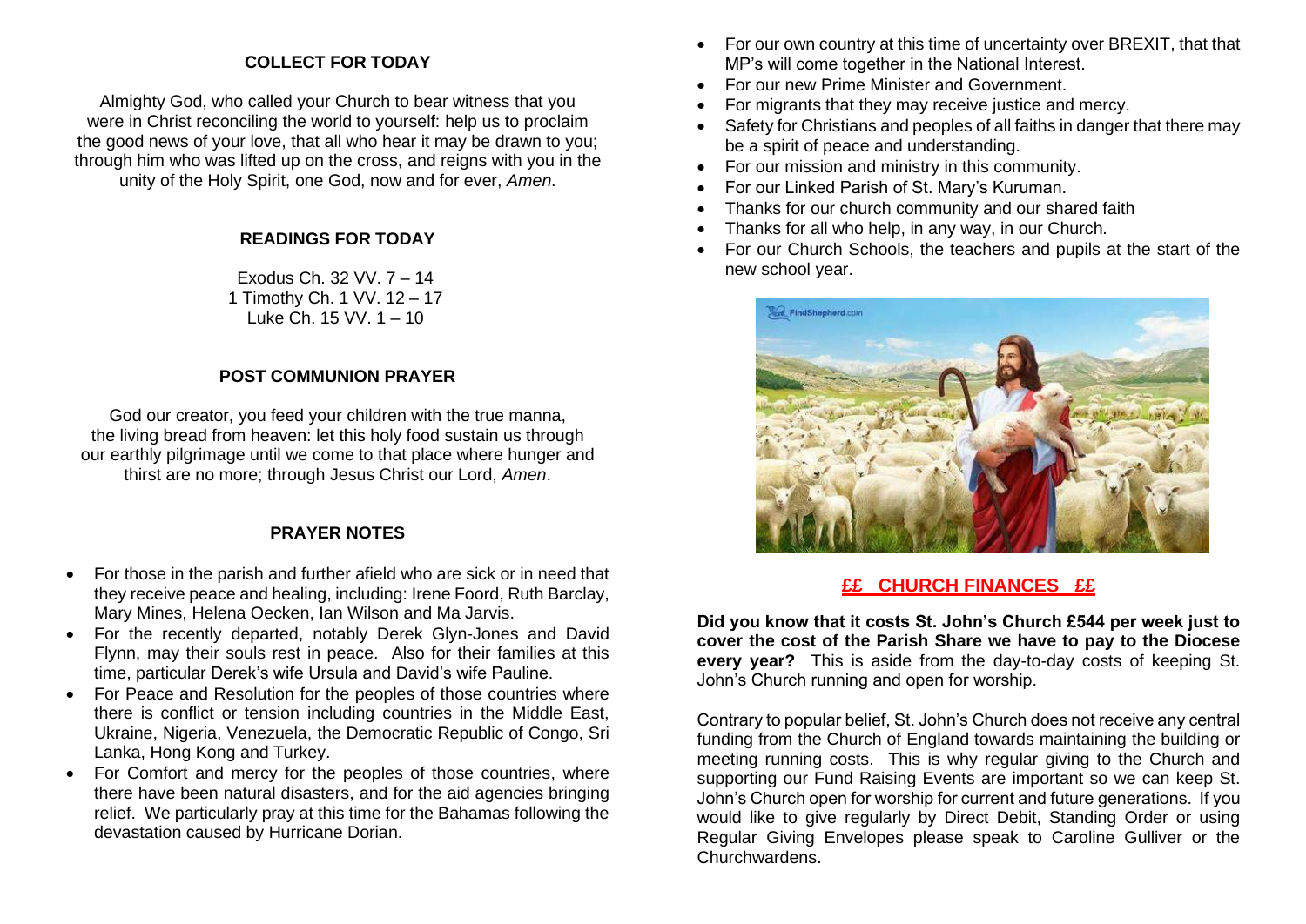### COLLECT FOR TODAY

Almighty God, who called your Church to bear witness that you were in Christ reconciling the world to yourself: help us to proclaim the good news of your love, that all who hear it may be drawn to you; through him who was lifted up on the cross, and reigns with you in the unity of the Holy Spirit, one God, now and for ever, *Amen*.

### READINGS FOR TODAY

Exodus Ch. 32 VV. 7 – 14
1 Timothy Ch. 1 VV. 12 – 17
Luke Ch. 15 VV. 1 – 10

### POST COMMUNION PRAYER

God our creator, you feed your children with the true manna, the living bread from heaven: let this holy food sustain us through our earthly pilgrimage until we come to that place where hunger and thirst are no more; through Jesus Christ our Lord, *Amen*.

### PRAYER NOTES

- For those in the parish and further afield who are sick or in need that they receive peace and healing, including: Irene Foord, Ruth Barclay, Mary Mines, Helena Oecken, Ian Wilson and Ma Jarvis.
- For the recently departed, notably Derek Glyn-Jones and David Flynn, may their souls rest in peace. Also for their families at this time, particular Derek's wife Ursula and David's wife Pauline.
- For Peace and Resolution for the peoples of those countries where there is conflict or tension including countries in the Middle East, Ukraine, Nigeria, Venezuela, the Democratic Republic of Congo, Sri Lanka, Hong Kong and Turkey.
- For Comfort and mercy for the peoples of those countries, where there have been natural disasters, and for the aid agencies bringing relief. We particularly pray at this time for the Bahamas following the devastation caused by Hurricane Dorian.
- For our own country at this time of uncertainty over BREXIT, that that MP's will come together in the National Interest.
- For our new Prime Minister and Government.
- For migrants that they may receive justice and mercy.
- Safety for Christians and peoples of all faiths in danger that there may be a spirit of peace and understanding.
- For our mission and ministry in this community.
- For our Linked Parish of St. Mary's Kuruman.
- Thanks for our church community and our shared faith
- Thanks for all who help, in any way, in our Church.
- For our Church Schools, the teachers and pupils at the start of the new school year.

### ££ CHURCH FINANCES ££

**Did you know that it costs St. John's Church £544 per week just to cover the cost of the Parish Share we have to pay to the Diocese every year?** This is aside from the day-to-day costs of keeping St. John's Church running and open for worship.

Contrary to popular belief, St. John's Church does not receive any central funding from the Church of England towards maintaining the building or meeting running costs. This is why regular giving to the Church and supporting our Fund Raising Events are important so we can keep St. John's Church open for worship for current and future generations. If you would like to give regularly by Direct Debit, Standing Order or using Regular Giving Envelopes please speak to Caroline Gulliver or the Churchwardens.